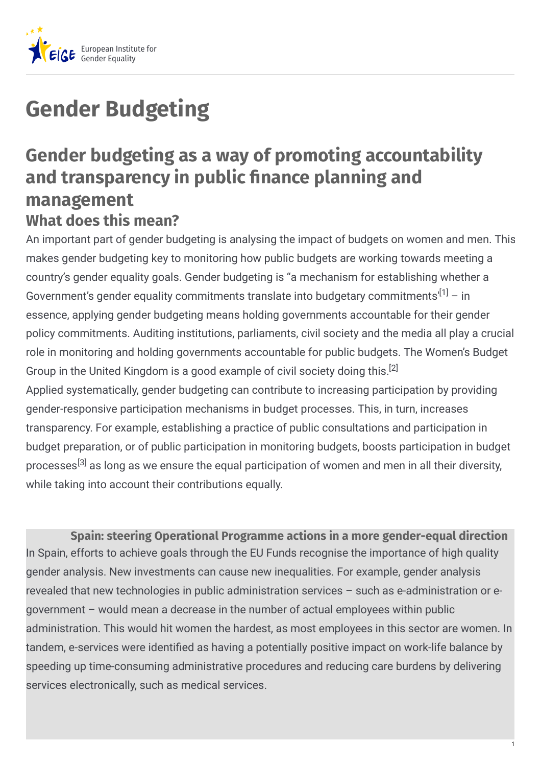# Gender Budgeting

## Gender budgeting as a way of promoting accountability and transparency in public finance planning and management

### What does this mean?

An important part of gender budgeting is analysing the impact of budgets on women and men. This makes gender budgeting key to monitoring how public budgets are working towards meeting a country's gender equality goals. Gender budgeting is "a mechanism for establishing whether a Government's gender equality commitments translate into budgetary commitments'[1] – in essence, applying gender budgeting means holding governments accountable for their gender policy commitments. Auditing institutions, parliaments, civil society and the media all play a crucial role in monitoring and holding governments accountable for public budgets. The Women's Budget Group in the United Kingdom is a good example of civil society doing this.[2]

Applied systematically, gender budgeting can contribute to increasing participation by providing gender-responsive participation mechanisms in budget processes. This, in turn, increases transparency. For example, establishing a practice of public consultations and participation in budget preparation, or of public participation in monitoring budgets, boosts participation in budget processes[3] as long as we ensure the equal participation of women and men in all their diversity, while taking into account their contributions equally.

**Spain: steering Operational Programme actions in a more gender-equal direction**

In Spain, efforts to achieve goals through the EU Funds recognise the importance of high quality gender analysis. New investments can cause new inequalities. For example, gender analysis revealed that new technologies in public administration services – such as e-administration or e-government – would mean a decrease in the number of actual employees within public administration. This would hit women the hardest, as most employees in this sector are women. In tandem, e-services were identified as having a potentially positive impact on work-life balance by speeding up time-consuming administrative procedures and reducing care burdens by delivering services electronically, such as medical services.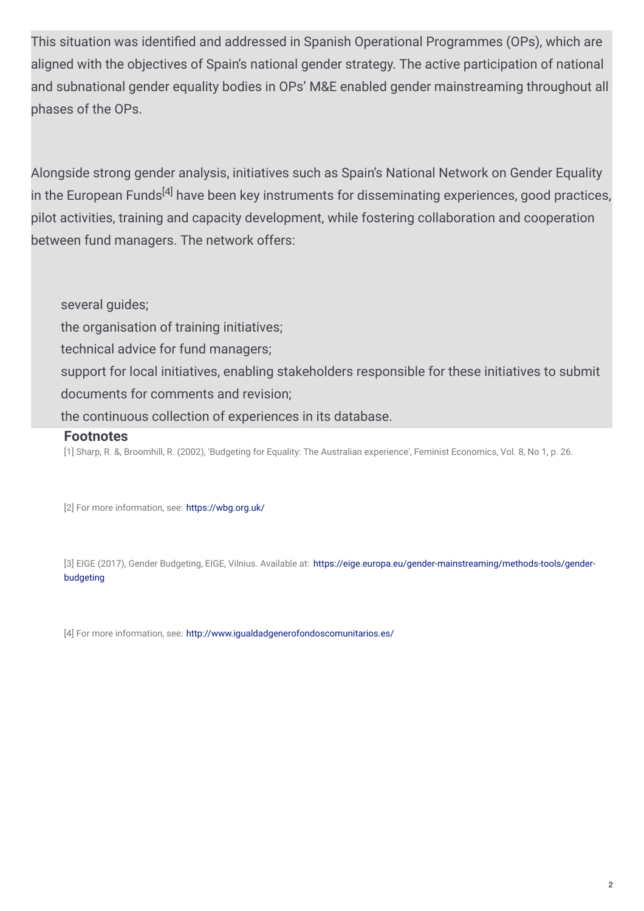This situation was identified and addressed in Spanish Operational Programmes (OPs), which are aligned with the objectives of Spain's national gender strategy. The active participation of national and subnational gender equality bodies in OPs' M&E enabled gender mainstreaming throughout all phases of the OPs.

Alongside strong gender analysis, initiatives such as Spain's National Network on Gender Equality in the European Funds[4] have been key instruments for disseminating experiences, good practices, pilot activities, training and capacity development, while fostering collaboration and cooperation between fund managers. The network offers:

- several guides;
- the organisation of training initiatives;
- technical advice for fund managers;
- support for local initiatives, enabling stakeholders responsible for these initiatives to submit documents for comments and revision;
- the continuous collection of experiences in its database.

### Footnotes

[1] Sharp, R. &, Broomhill, R. (2002), 'Budgeting for Equality: The Australian experience', Feminist Economics, Vol. 8, No 1, p. 26.

[2] For more information, see: https://wbg.org.uk/

[3] EIGE (2017), Gender Budgeting, EIGE, Vilnius. Available at: https://eige.europa.eu/gender-mainstreaming/methods-tools/gender-budgeting

[4] For more information, see: http://www.igualdadgenerofondoscomunitarios.es/